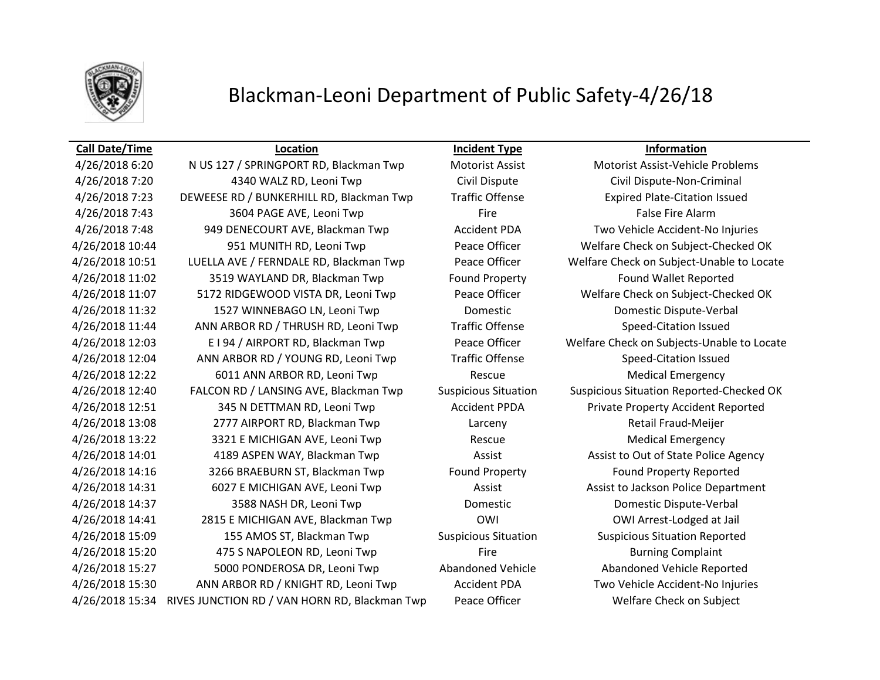# Blackman-Leoni Department of Public Safety-4/26/18

| Call Date/Time | Location | Incident Type | Information |
|---|---|---|---|
| 4/26/2018 6:20 | N US 127 / SPRINGPORT RD, Blackman Twp | Motorist Assist | Motorist Assist-Vehicle Problems |
| 4/26/2018 7:20 | 4340 WALZ RD, Leoni Twp | Civil Dispute | Civil Dispute-Non-Criminal |
| 4/26/2018 7:23 | DEWEESE RD / BUNKERHILL RD, Blackman Twp | Traffic Offense | Expired Plate-Citation Issued |
| 4/26/2018 7:43 | 3604 PAGE AVE, Leoni Twp | Fire | False Fire Alarm |
| 4/26/2018 7:48 | 949 DENECOURT AVE, Blackman Twp | Accident PDA | Two Vehicle Accident-No Injuries |
| 4/26/2018 10:44 | 951 MUNITH RD, Leoni Twp | Peace Officer | Welfare Check on Subject-Checked OK |
| 4/26/2018 10:51 | LUELLA AVE / FERNDALE RD, Blackman Twp | Peace Officer | Welfare Check on Subject-Unable to Locate |
| 4/26/2018 11:02 | 3519 WAYLAND DR, Blackman Twp | Found Property | Found Wallet Reported |
| 4/26/2018 11:07 | 5172 RIDGEWOOD VISTA DR, Leoni Twp | Peace Officer | Welfare Check on Subject-Checked OK |
| 4/26/2018 11:32 | 1527 WINNEBAGO LN, Leoni Twp | Domestic | Domestic Dispute-Verbal |
| 4/26/2018 11:44 | ANN ARBOR RD / THRUSH RD, Leoni Twp | Traffic Offense | Speed-Citation Issued |
| 4/26/2018 12:03 | E I 94 / AIRPORT RD, Blackman Twp | Peace Officer | Welfare Check on Subjects-Unable to Locate |
| 4/26/2018 12:04 | ANN ARBOR RD / YOUNG RD, Leoni Twp | Traffic Offense | Speed-Citation Issued |
| 4/26/2018 12:22 | 6011 ANN ARBOR RD, Leoni Twp | Rescue | Medical Emergency |
| 4/26/2018 12:40 | FALCON RD / LANSING AVE, Blackman Twp | Suspicious Situation | Suspicious Situation Reported-Checked OK |
| 4/26/2018 12:51 | 345 N DETTMAN RD, Leoni Twp | Accident PPDA | Private Property Accident Reported |
| 4/26/2018 13:08 | 2777 AIRPORT RD, Blackman Twp | Larceny | Retail Fraud-Meijer |
| 4/26/2018 13:22 | 3321 E MICHIGAN AVE, Leoni Twp | Rescue | Medical Emergency |
| 4/26/2018 14:01 | 4189 ASPEN WAY, Blackman Twp | Assist | Assist to Out of State Police Agency |
| 4/26/2018 14:16 | 3266 BRAEBURN ST, Blackman Twp | Found Property | Found Property Reported |
| 4/26/2018 14:31 | 6027 E MICHIGAN AVE, Leoni Twp | Assist | Assist to Jackson Police Department |
| 4/26/2018 14:37 | 3588 NASH DR, Leoni Twp | Domestic | Domestic Dispute-Verbal |
| 4/26/2018 14:41 | 2815 E MICHIGAN AVE, Blackman Twp | OWI | OWI Arrest-Lodged at Jail |
| 4/26/2018 15:09 | 155 AMOS ST, Blackman Twp | Suspicious Situation | Suspicious Situation Reported |
| 4/26/2018 15:20 | 475 S NAPOLEON RD, Leoni Twp | Fire | Burning Complaint |
| 4/26/2018 15:27 | 5000 PONDEROSA DR, Leoni Twp | Abandoned Vehicle | Abandoned Vehicle Reported |
| 4/26/2018 15:30 | ANN ARBOR RD / KNIGHT RD, Leoni Twp | Accident PDA | Two Vehicle Accident-No Injuries |
| 4/26/2018 15:34 | RIVES JUNCTION RD / VAN HORN RD, Blackman Twp | Peace Officer | Welfare Check on Subject |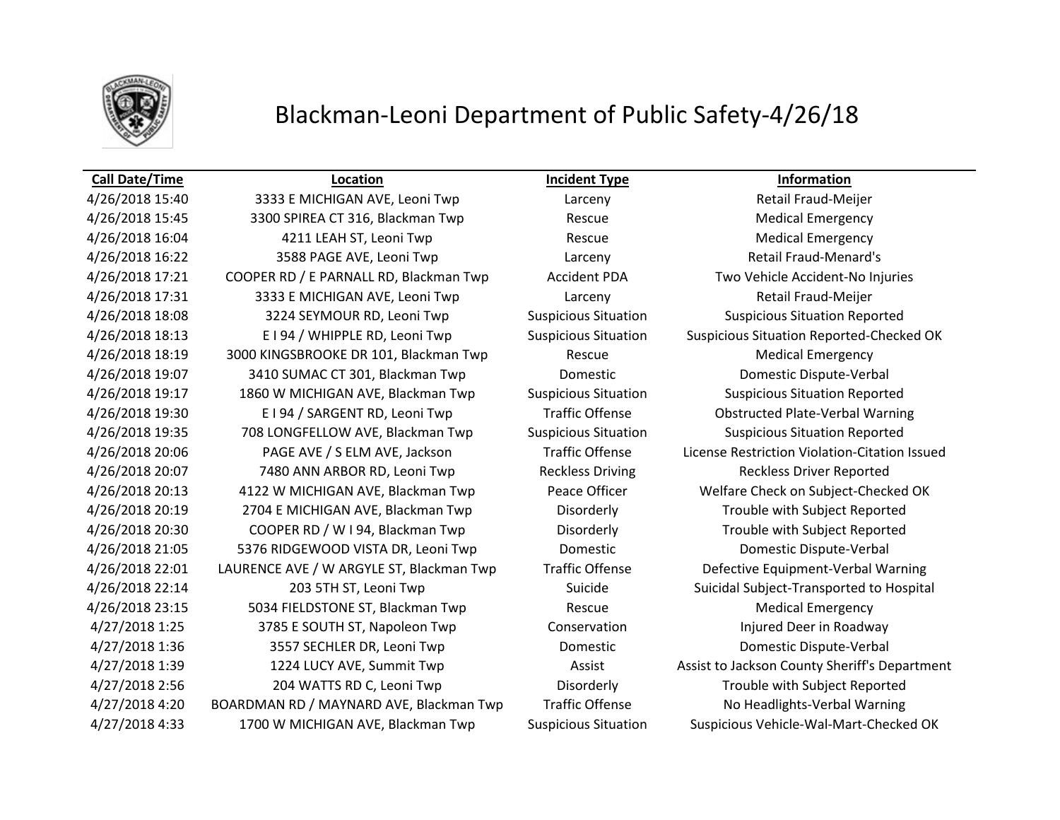# Blackman-Leoni Department of Public Safety-4/26/18

| Call Date/Time | Location | Incident Type | Information |
|---|---|---|---|
| 4/26/2018 15:40 | 3333 E MICHIGAN AVE, Leoni Twp | Larceny | Retail Fraud-Meijer |
| 4/26/2018 15:45 | 3300 SPIREA CT 316, Blackman Twp | Rescue | Medical Emergency |
| 4/26/2018 16:04 | 4211 LEAH ST, Leoni Twp | Rescue | Medical Emergency |
| 4/26/2018 16:22 | 3588 PAGE AVE, Leoni Twp | Larceny | Retail Fraud-Menard's |
| 4/26/2018 17:21 | COOPER RD / E PARNALL RD, Blackman Twp | Accident PDA | Two Vehicle Accident-No Injuries |
| 4/26/2018 17:31 | 3333 E MICHIGAN AVE, Leoni Twp | Larceny | Retail Fraud-Meijer |
| 4/26/2018 18:08 | 3224 SEYMOUR RD, Leoni Twp | Suspicious Situation | Suspicious Situation Reported |
| 4/26/2018 18:13 | E I 94 / WHIPPLE RD, Leoni Twp | Suspicious Situation | Suspicious Situation Reported-Checked OK |
| 4/26/2018 18:19 | 3000 KINGSBROOKE DR 101, Blackman Twp | Rescue | Medical Emergency |
| 4/26/2018 19:07 | 3410 SUMAC CT 301, Blackman Twp | Domestic | Domestic Dispute-Verbal |
| 4/26/2018 19:17 | 1860 W MICHIGAN AVE, Blackman Twp | Suspicious Situation | Suspicious Situation Reported |
| 4/26/2018 19:30 | E I 94 / SARGENT RD, Leoni Twp | Traffic Offense | Obstructed Plate-Verbal Warning |
| 4/26/2018 19:35 | 708 LONGFELLOW AVE, Blackman Twp | Suspicious Situation | Suspicious Situation Reported |
| 4/26/2018 20:06 | PAGE AVE / S ELM AVE, Jackson | Traffic Offense | License Restriction Violation-Citation Issued |
| 4/26/2018 20:07 | 7480 ANN ARBOR RD, Leoni Twp | Reckless Driving | Reckless Driver Reported |
| 4/26/2018 20:13 | 4122 W MICHIGAN AVE, Blackman Twp | Peace Officer | Welfare Check on Subject-Checked OK |
| 4/26/2018 20:19 | 2704 E MICHIGAN AVE, Blackman Twp | Disorderly | Trouble with Subject Reported |
| 4/26/2018 20:30 | COOPER RD / W I 94, Blackman Twp | Disorderly | Trouble with Subject Reported |
| 4/26/2018 21:05 | 5376 RIDGEWOOD VISTA DR, Leoni Twp | Domestic | Domestic Dispute-Verbal |
| 4/26/2018 22:01 | LAURENCE AVE / W ARGYLE ST, Blackman Twp | Traffic Offense | Defective Equipment-Verbal Warning |
| 4/26/2018 22:14 | 203 5TH ST, Leoni Twp | Suicide | Suicidal Subject-Transported to Hospital |
| 4/26/2018 23:15 | 5034 FIELDSTONE ST, Blackman Twp | Rescue | Medical Emergency |
| 4/27/2018 1:25 | 3785 E SOUTH ST, Napoleon Twp | Conservation | Injured Deer in Roadway |
| 4/27/2018 1:36 | 3557 SECHLER DR, Leoni Twp | Domestic | Domestic Dispute-Verbal |
| 4/27/2018 1:39 | 1224 LUCY AVE, Summit Twp | Assist | Assist to Jackson County Sheriff's Department |
| 4/27/2018 2:56 | 204 WATTS RD C, Leoni Twp | Disorderly | Trouble with Subject Reported |
| 4/27/2018 4:20 | BOARDMAN RD / MAYNARD AVE, Blackman Twp | Traffic Offense | No Headlights-Verbal Warning |
| 4/27/2018 4:33 | 1700 W MICHIGAN AVE, Blackman Twp | Suspicious Situation | Suspicious Vehicle-Wal-Mart-Checked OK |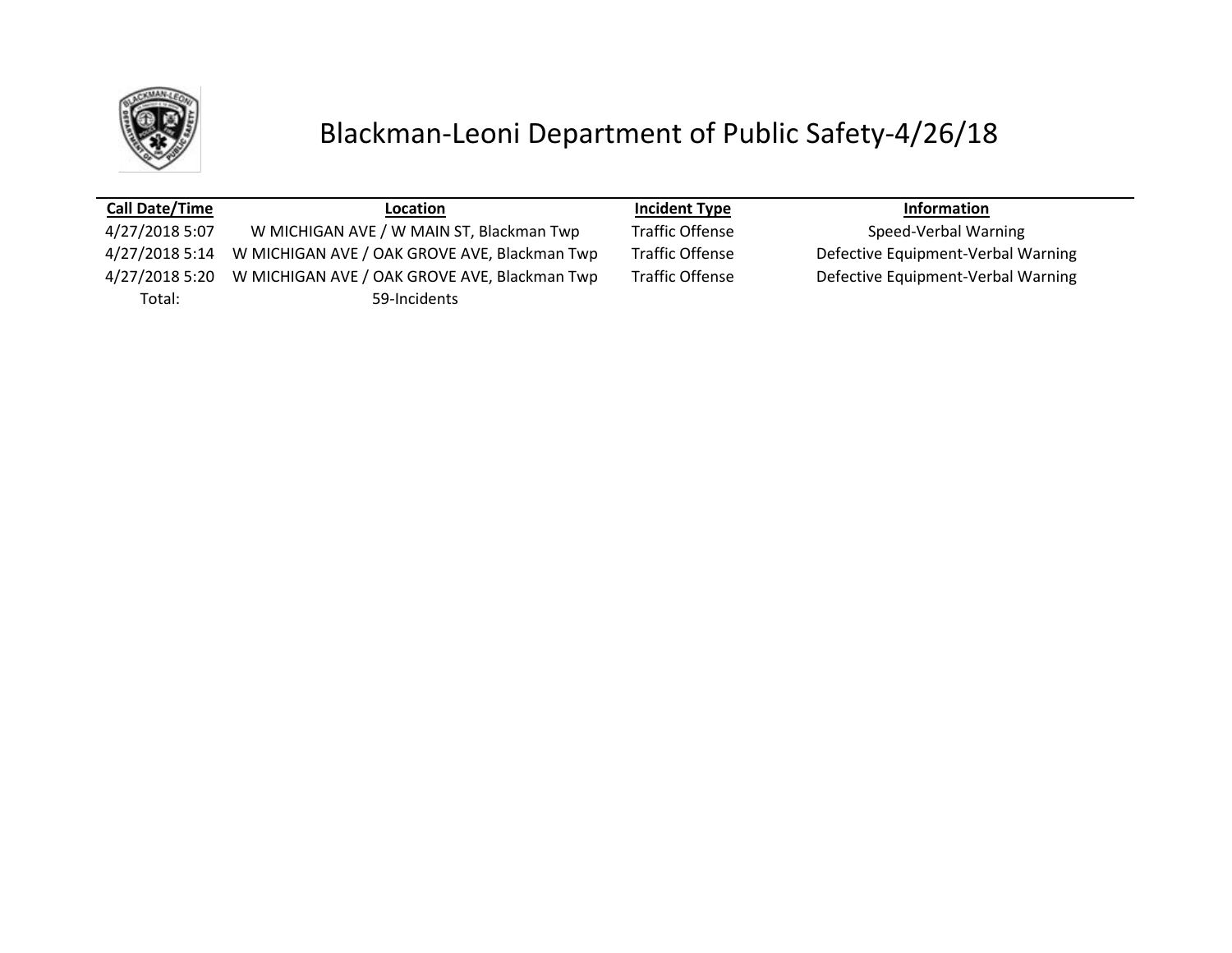# Blackman-Leoni Department of Public Safety-4/26/18

| Call Date/Time | Location | Incident Type | Information |
|---|---|---|---|
| 4/27/2018 5:07 | W MICHIGAN AVE / W MAIN ST, Blackman Twp | Traffic Offense | Speed-Verbal Warning |
| 4/27/2018 5:14 | W MICHIGAN AVE / OAK GROVE AVE, Blackman Twp | Traffic Offense | Defective Equipment-Verbal Warning |
| 4/27/2018 5:20 | W MICHIGAN AVE / OAK GROVE AVE, Blackman Twp | Traffic Offense | Defective Equipment-Verbal Warning |
| Total: | 59-Incidents | | |